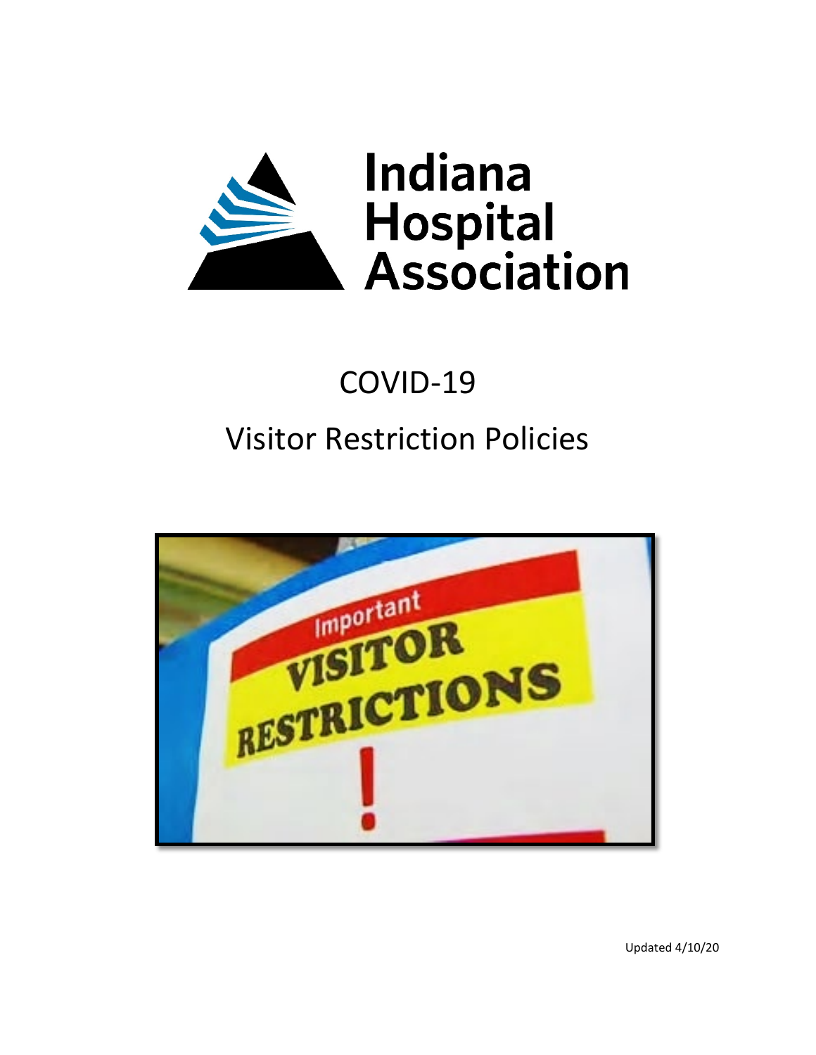Indiana Hospital Association

# COVID-19

# Visitor Restriction Policies

Updated 4/10/20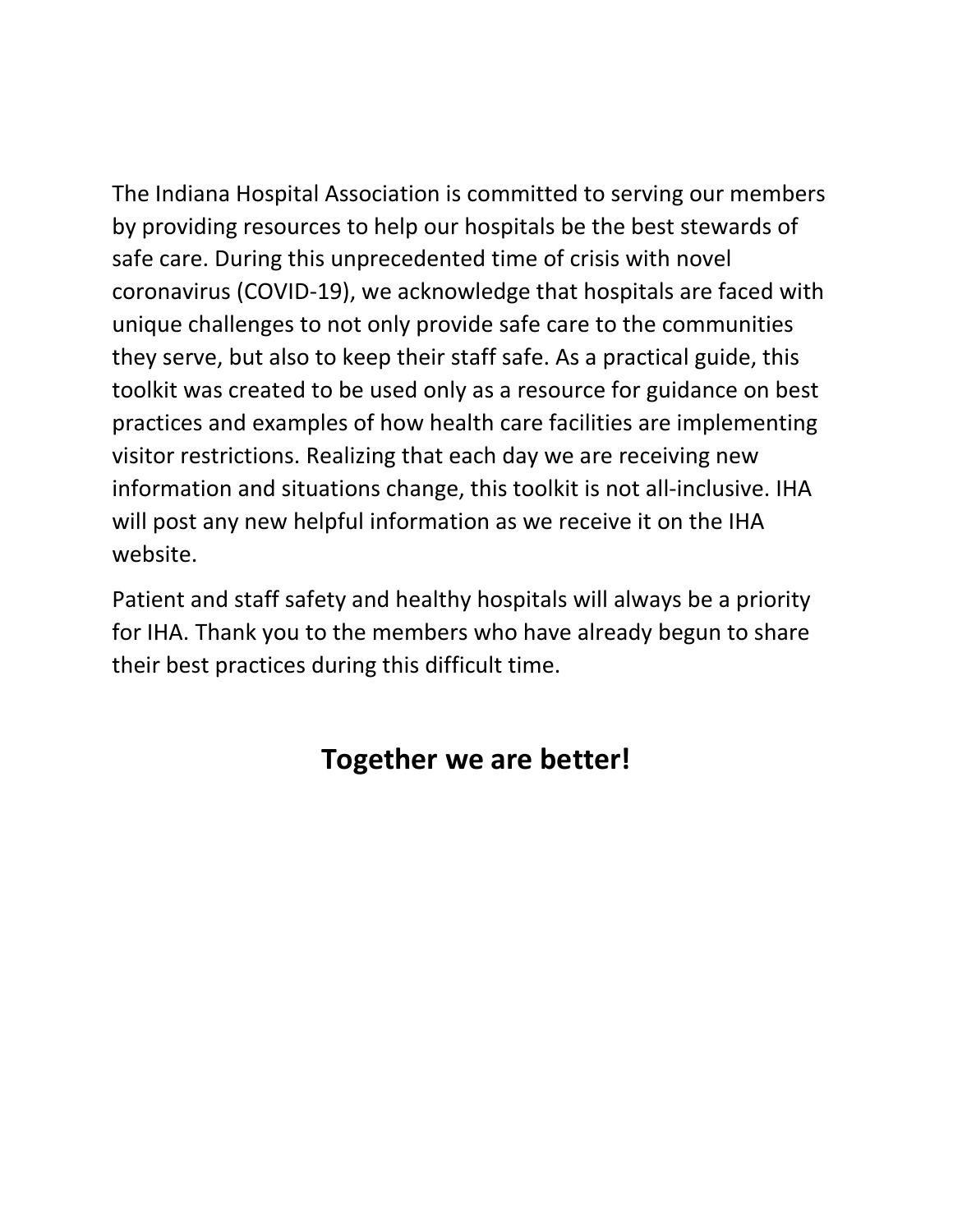The Indiana Hospital Association is committed to serving our members by providing resources to help our hospitals be the best stewards of safe care. During this unprecedented time of crisis with novel coronavirus (COVID-19), we acknowledge that hospitals are faced with unique challenges to not only provide safe care to the communities they serve, but also to keep their staff safe. As a practical guide, this toolkit was created to be used only as a resource for guidance on best practices and examples of how health care facilities are implementing visitor restrictions. Realizing that each day we are receiving new information and situations change, this toolkit is not all-inclusive. IHA will post any new helpful information as we receive it on the IHA website.

Patient and staff safety and healthy hospitals will always be a priority for IHA. Thank you to the members who have already begun to share their best practices during this difficult time.

**Together we are better!**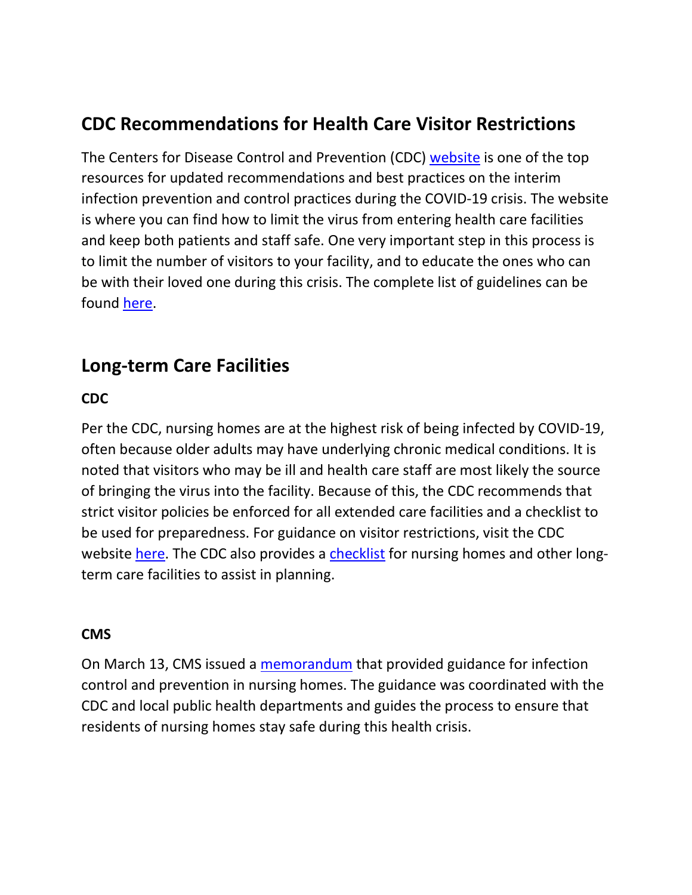## CDC Recommendations for Health Care Visitor Restrictions

The Centers for Disease Control and Prevention (CDC) website is one of the top resources for updated recommendations and best practices on the interim infection prevention and control practices during the COVID-19 crisis. The website is where you can find how to limit the virus from entering health care facilities and keep both patients and staff safe. One very important step in this process is to limit the number of visitors to your facility, and to educate the ones who can be with their loved one during this crisis. The complete list of guidelines can be found here.

## Long-term Care Facilities

### CDC

Per the CDC, nursing homes are at the highest risk of being infected by COVID-19, often because older adults may have underlying chronic medical conditions. It is noted that visitors who may be ill and health care staff are most likely the source of bringing the virus into the facility. Because of this, the CDC recommends that strict visitor policies be enforced for all extended care facilities and a checklist to be used for preparedness. For guidance on visitor restrictions, visit the CDC website here. The CDC also provides a checklist for nursing homes and other long-term care facilities to assist in planning.

### CMS

On March 13, CMS issued a memorandum that provided guidance for infection control and prevention in nursing homes. The guidance was coordinated with the CDC and local public health departments and guides the process to ensure that residents of nursing homes stay safe during this health crisis.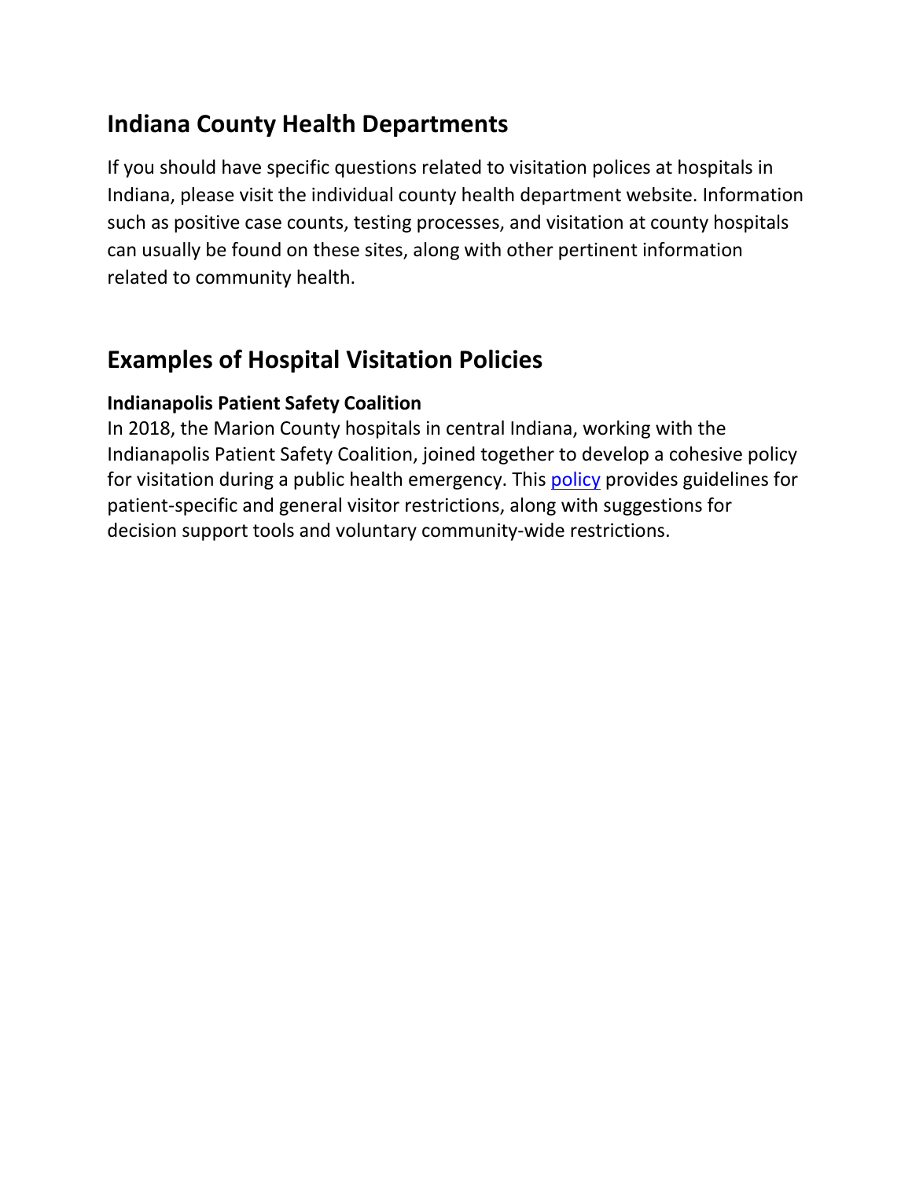## Indiana County Health Departments

If you should have specific questions related to visitation polices at hospitals in Indiana, please visit the individual county health department website. Information such as positive case counts, testing processes, and visitation at county hospitals can usually be found on these sites, along with other pertinent information related to community health.

## Examples of Hospital Visitation Policies

**Indianapolis Patient Safety Coalition**

In 2018, the Marion County hospitals in central Indiana, working with the Indianapolis Patient Safety Coalition, joined together to develop a cohesive policy for visitation during a public health emergency. This policy provides guidelines for patient-specific and general visitor restrictions, along with suggestions for decision support tools and voluntary community-wide restrictions.